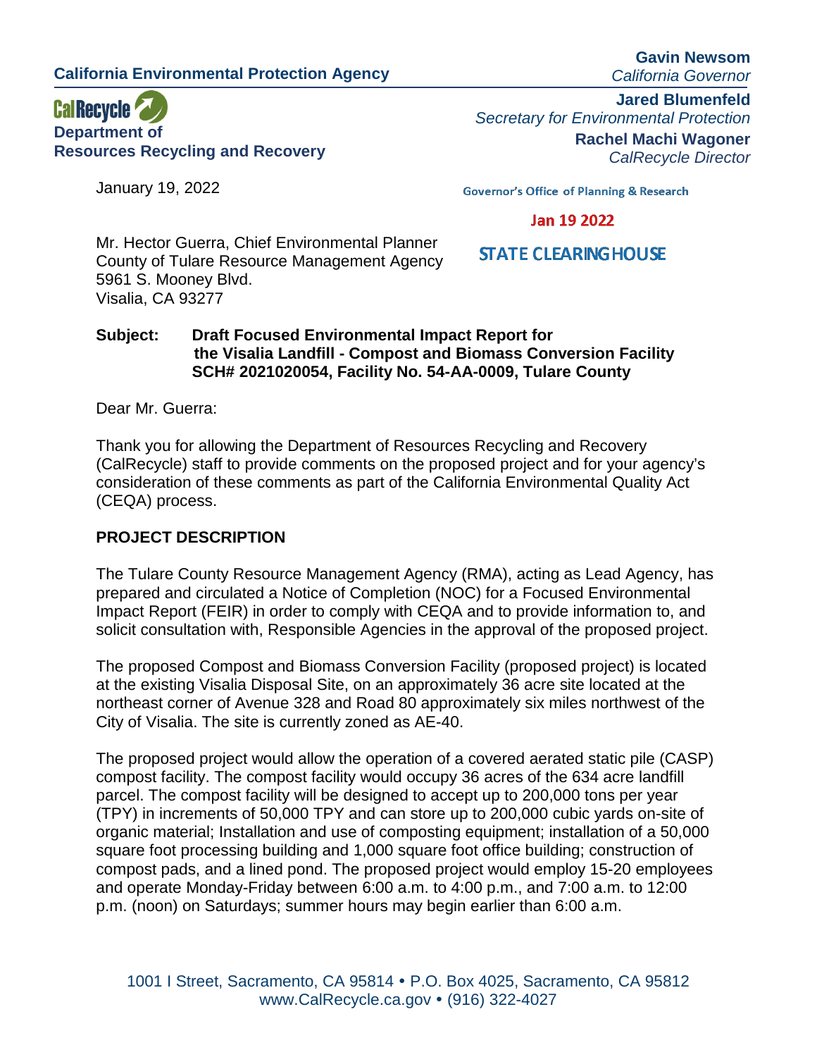**California Environmental Protection Agency**

**CalRecycle**
**Department of Resources Recycling and Recovery**

**Gavin Newsom**
*California Governor*

**Jared Blumenfeld**
*Secretary for Environmental Protection*

**Rachel Machi Wagoner**
*CalRecycle Director*

January 19, 2022

Governor's Office of Planning & Research

Jan 19 2022

STATE CLEARINGHOUSE

Mr. Hector Guerra, Chief Environmental Planner
County of Tulare Resource Management Agency
5961 S. Mooney Blvd.
Visalia, CA 93277

**Subject: Draft Focused Environmental Impact Report for the Visalia Landfill - Compost and Biomass Conversion Facility SCH# 2021020054, Facility No. 54-AA-0009, Tulare County**

Dear Mr. Guerra:

Thank you for allowing the Department of Resources Recycling and Recovery (CalRecycle) staff to provide comments on the proposed project and for your agency's consideration of these comments as part of the California Environmental Quality Act (CEQA) process.

## PROJECT DESCRIPTION

The Tulare County Resource Management Agency (RMA), acting as Lead Agency, has prepared and circulated a Notice of Completion (NOC) for a Focused Environmental Impact Report (FEIR) in order to comply with CEQA and to provide information to, and solicit consultation with, Responsible Agencies in the approval of the proposed project.

The proposed Compost and Biomass Conversion Facility (proposed project) is located at the existing Visalia Disposal Site, on an approximately 36 acre site located at the northeast corner of Avenue 328 and Road 80 approximately six miles northwest of the City of Visalia. The site is currently zoned as AE-40.

The proposed project would allow the operation of a covered aerated static pile (CASP) compost facility. The compost facility would occupy 36 acres of the 634 acre landfill parcel. The compost facility will be designed to accept up to 200,000 tons per year (TPY) in increments of 50,000 TPY and can store up to 200,000 cubic yards on-site of organic material; Installation and use of composting equipment; installation of a 50,000 square foot processing building and 1,000 square foot office building; construction of compost pads, and a lined pond. The proposed project would employ 15-20 employees and operate Monday-Friday between 6:00 a.m. to 4:00 p.m., and 7:00 a.m. to 12:00 p.m. (noon) on Saturdays; summer hours may begin earlier than 6:00 a.m.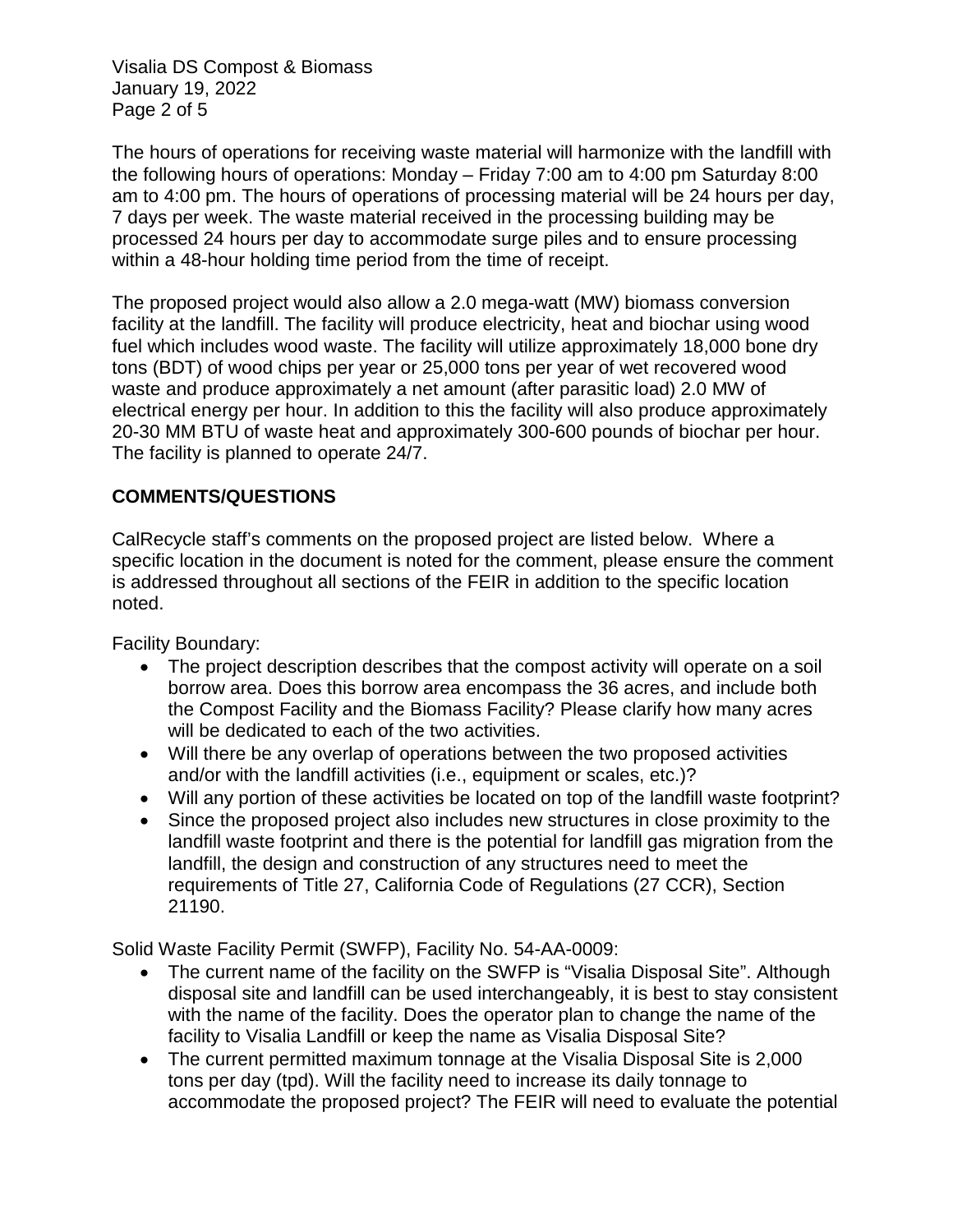The hours of operations for receiving waste material will harmonize with the landfill with the following hours of operations: Monday – Friday 7:00 am to 4:00 pm Saturday 8:00 am to 4:00 pm. The hours of operations of processing material will be 24 hours per day, 7 days per week. The waste material received in the processing building may be processed 24 hours per day to accommodate surge piles and to ensure processing within a 48-hour holding time period from the time of receipt.

The proposed project would also allow a 2.0 mega-watt (MW) biomass conversion facility at the landfill. The facility will produce electricity, heat and biochar using wood fuel which includes wood waste. The facility will utilize approximately 18,000 bone dry tons (BDT) of wood chips per year or 25,000 tons per year of wet recovered wood waste and produce approximately a net amount (after parasitic load) 2.0 MW of electrical energy per hour. In addition to this the facility will also produce approximately 20-30 MM BTU of waste heat and approximately 300-600 pounds of biochar per hour. The facility is planned to operate 24/7.

## COMMENTS/QUESTIONS

CalRecycle staff's comments on the proposed project are listed below. Where a specific location in the document is noted for the comment, please ensure the comment is addressed throughout all sections of the FEIR in addition to the specific location noted.

Facility Boundary:

- The project description describes that the compost activity will operate on a soil borrow area. Does this borrow area encompass the 36 acres, and include both the Compost Facility and the Biomass Facility? Please clarify how many acres will be dedicated to each of the two activities.
- Will there be any overlap of operations between the two proposed activities and/or with the landfill activities (i.e., equipment or scales, etc.)?
- Will any portion of these activities be located on top of the landfill waste footprint?
- Since the proposed project also includes new structures in close proximity to the landfill waste footprint and there is the potential for landfill gas migration from the landfill, the design and construction of any structures need to meet the requirements of Title 27, California Code of Regulations (27 CCR), Section 21190.

Solid Waste Facility Permit (SWFP), Facility No. 54-AA-0009:

- The current name of the facility on the SWFP is "Visalia Disposal Site". Although disposal site and landfill can be used interchangeably, it is best to stay consistent with the name of the facility. Does the operator plan to change the name of the facility to Visalia Landfill or keep the name as Visalia Disposal Site?
- The current permitted maximum tonnage at the Visalia Disposal Site is 2,000 tons per day (tpd). Will the facility need to increase its daily tonnage to accommodate the proposed project? The FEIR will need to evaluate the potential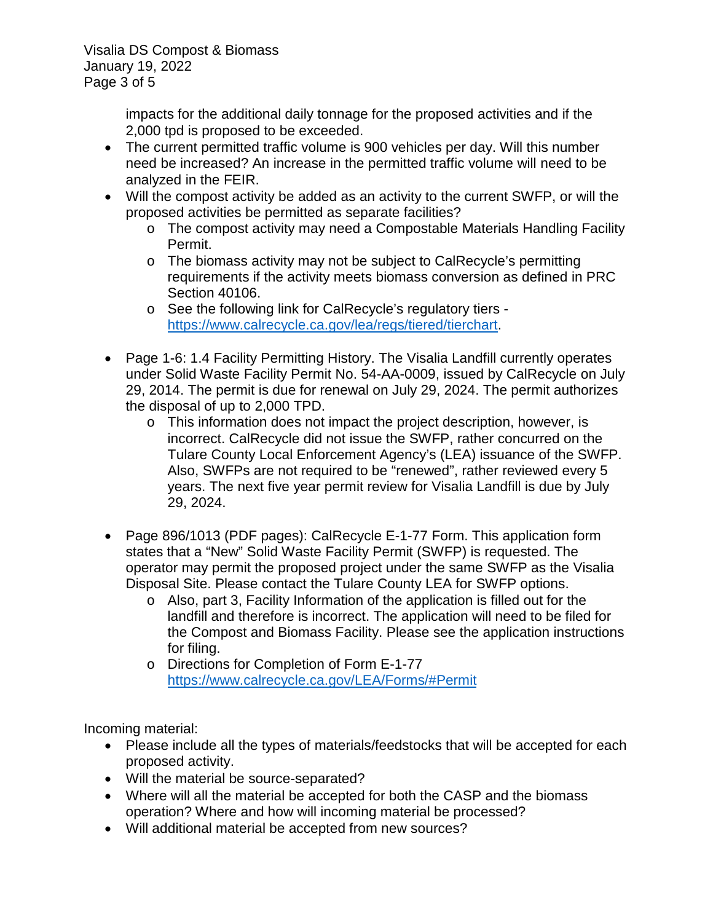impacts for the additional daily tonnage for the proposed activities and if the 2,000 tpd is proposed to be exceeded.

- The current permitted traffic volume is 900 vehicles per day. Will this number need be increased? An increase in the permitted traffic volume will need to be analyzed in the FEIR.
- Will the compost activity be added as an activity to the current SWFP, or will the proposed activities be permitted as separate facilities?
  - The compost activity may need a Compostable Materials Handling Facility Permit.
  - The biomass activity may not be subject to CalRecycle's permitting requirements if the activity meets biomass conversion as defined in PRC Section 40106.
  - See the following link for CalRecycle's regulatory tiers - [https://www.calrecycle.ca.gov/lea/regs/tiered/tierchart](https://www.calrecycle.ca.gov/lea/regs/tiered/tierchart).
- Page 1-6: 1.4 Facility Permitting History. The Visalia Landfill currently operates under Solid Waste Facility Permit No. 54-AA-0009, issued by CalRecycle on July 29, 2014. The permit is due for renewal on July 29, 2024. The permit authorizes the disposal of up to 2,000 TPD.
  - This information does not impact the project description, however, is incorrect. CalRecycle did not issue the SWFP, rather concurred on the Tulare County Local Enforcement Agency's (LEA) issuance of the SWFP. Also, SWFPs are not required to be "renewed", rather reviewed every 5 years. The next five year permit review for Visalia Landfill is due by July 29, 2024.
- Page 896/1013 (PDF pages): CalRecycle E-1-77 Form. This application form states that a "New" Solid Waste Facility Permit (SWFP) is requested. The operator may permit the proposed project under the same SWFP as the Visalia Disposal Site. Please contact the Tulare County LEA for SWFP options.
  - Also, part 3, Facility Information of the application is filled out for the landfill and therefore is incorrect. The application will need to be filed for the Compost and Biomass Facility. Please see the application instructions for filing.
  - Directions for Completion of Form E-1-77 [https://www.calrecycle.ca.gov/LEA/Forms/#Permit](https://www.calrecycle.ca.gov/LEA/Forms/#Permit)

Incoming material:

- Please include all the types of materials/feedstocks that will be accepted for each proposed activity.
- Will the material be source-separated?
- Where will all the material be accepted for both the CASP and the biomass operation? Where and how will incoming material be processed?
- Will additional material be accepted from new sources?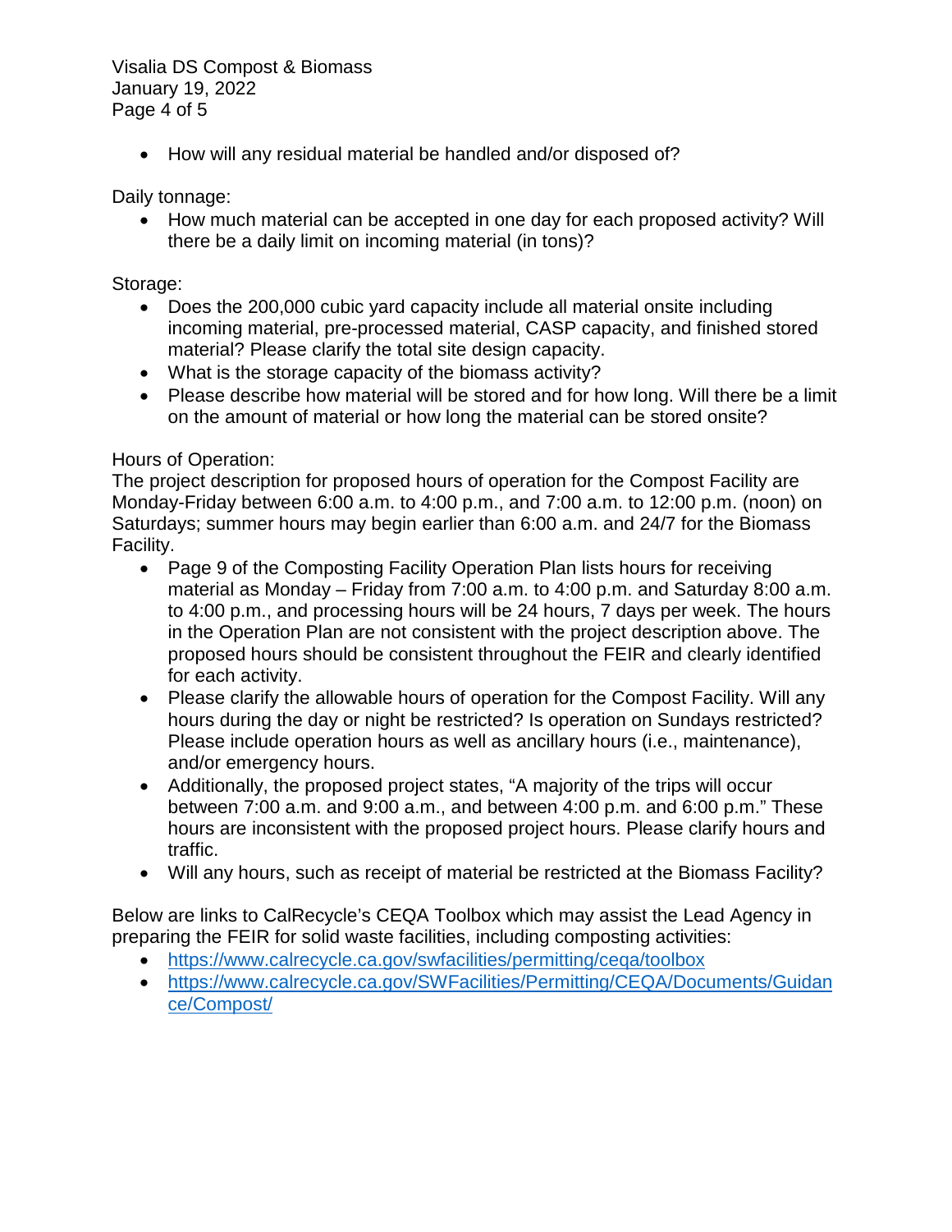- How will any residual material be handled and/or disposed of?

Daily tonnage:

- How much material can be accepted in one day for each proposed activity? Will there be a daily limit on incoming material (in tons)?

Storage:

- Does the 200,000 cubic yard capacity include all material onsite including incoming material, pre-processed material, CASP capacity, and finished stored material? Please clarify the total site design capacity.
- What is the storage capacity of the biomass activity?
- Please describe how material will be stored and for how long. Will there be a limit on the amount of material or how long the material can be stored onsite?

Hours of Operation:

The project description for proposed hours of operation for the Compost Facility are Monday-Friday between 6:00 a.m. to 4:00 p.m., and 7:00 a.m. to 12:00 p.m. (noon) on Saturdays; summer hours may begin earlier than 6:00 a.m. and 24/7 for the Biomass Facility.

- Page 9 of the Composting Facility Operation Plan lists hours for receiving material as Monday – Friday from 7:00 a.m. to 4:00 p.m. and Saturday 8:00 a.m. to 4:00 p.m., and processing hours will be 24 hours, 7 days per week. The hours in the Operation Plan are not consistent with the project description above. The proposed hours should be consistent throughout the FEIR and clearly identified for each activity.
- Please clarify the allowable hours of operation for the Compost Facility. Will any hours during the day or night be restricted? Is operation on Sundays restricted? Please include operation hours as well as ancillary hours (i.e., maintenance), and/or emergency hours.
- Additionally, the proposed project states, "A majority of the trips will occur between 7:00 a.m. and 9:00 a.m., and between 4:00 p.m. and 6:00 p.m." These hours are inconsistent with the proposed project hours. Please clarify hours and traffic.
- Will any hours, such as receipt of material be restricted at the Biomass Facility?

Below are links to CalRecycle's CEQA Toolbox which may assist the Lead Agency in preparing the FEIR for solid waste facilities, including composting activities:

- https://www.calrecycle.ca.gov/swfacilities/permitting/ceqa/toolbox
- https://www.calrecycle.ca.gov/SWFacilities/Permitting/CEQA/Documents/Guidance/Compost/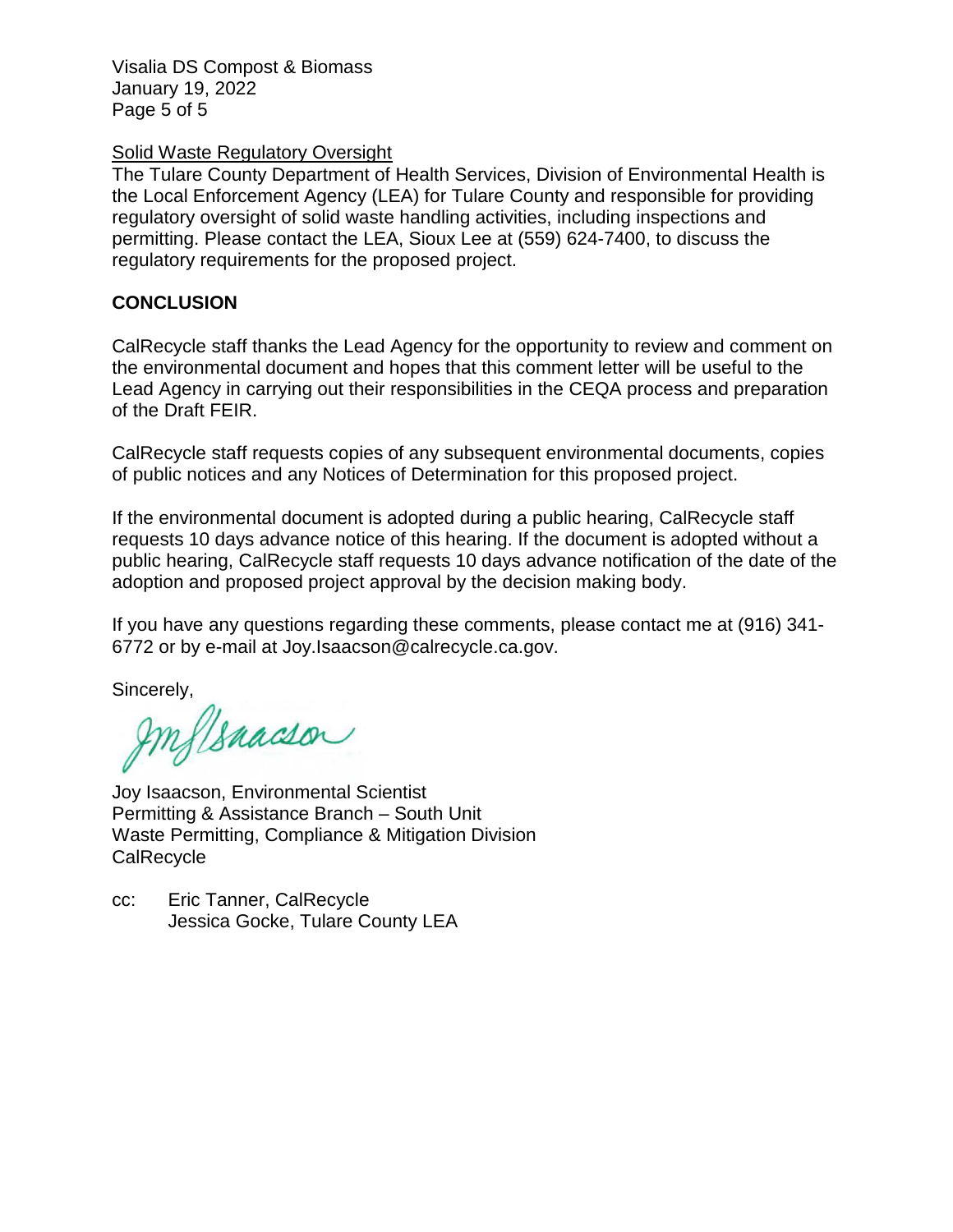Solid Waste Regulatory Oversight

The Tulare County Department of Health Services, Division of Environmental Health is the Local Enforcement Agency (LEA) for Tulare County and responsible for providing regulatory oversight of solid waste handling activities, including inspections and permitting. Please contact the LEA, Sioux Lee at (559) 624-7400, to discuss the regulatory requirements for the proposed project.

**CONCLUSION**

CalRecycle staff thanks the Lead Agency for the opportunity to review and comment on the environmental document and hopes that this comment letter will be useful to the Lead Agency in carrying out their responsibilities in the CEQA process and preparation of the Draft FEIR.

CalRecycle staff requests copies of any subsequent environmental documents, copies of public notices and any Notices of Determination for this proposed project.

If the environmental document is adopted during a public hearing, CalRecycle staff requests 10 days advance notice of this hearing. If the document is adopted without a public hearing, CalRecycle staff requests 10 days advance notification of the date of the adoption and proposed project approval by the decision making body.

If you have any questions regarding these comments, please contact me at (916) 341-6772 or by e-mail at Joy.Isaacson@calrecycle.ca.gov.

Sincerely,

Joy Isaacson, Environmental Scientist
Permitting & Assistance Branch – South Unit
Waste Permitting, Compliance & Mitigation Division
CalRecycle

cc: Eric Tanner, CalRecycle
Jessica Gocke, Tulare County LEA